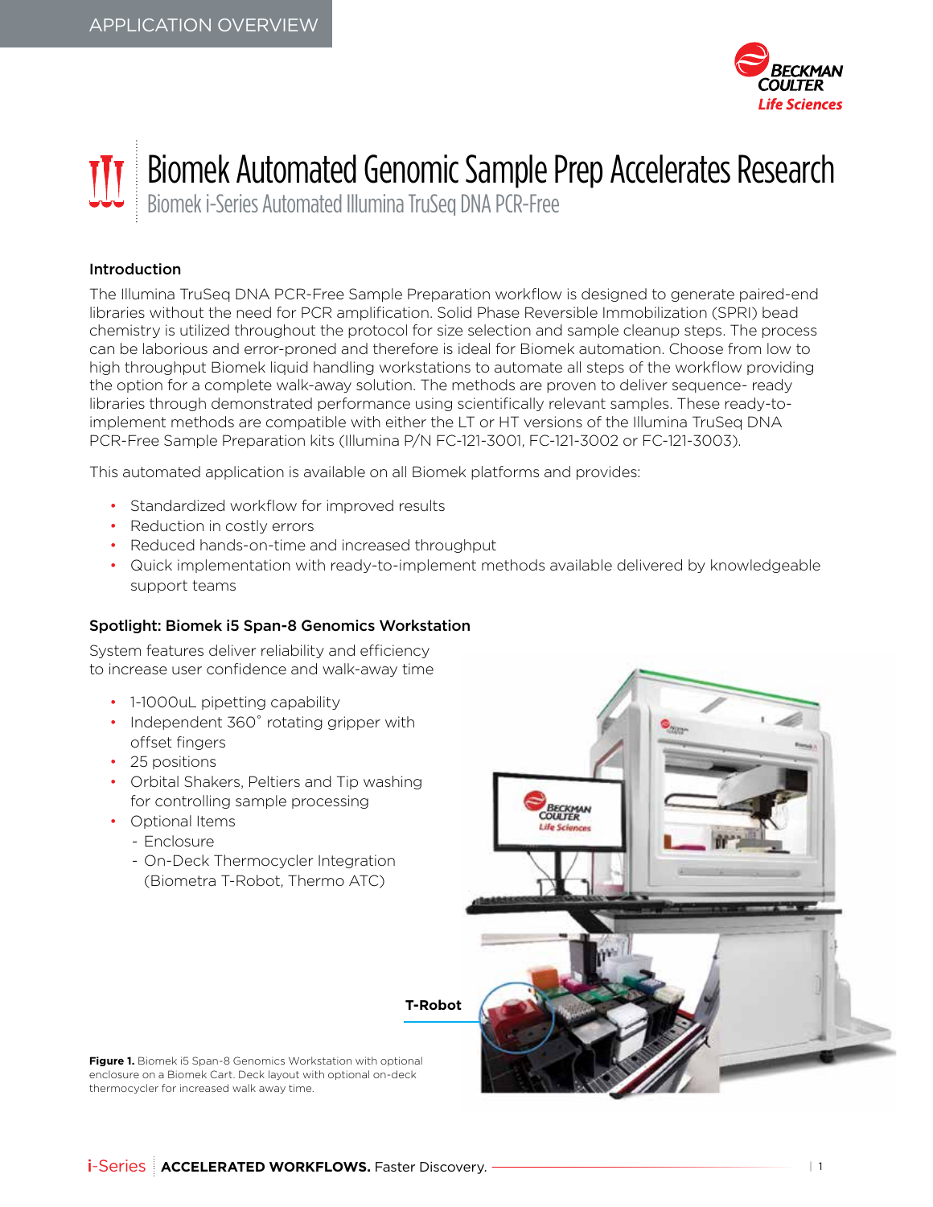APPLICATION OVERVIEW

# Biomek Automated Genomic Sample Prep Accelerates Research

## Biomek i-Series Automated Illumina TruSeq DNA PCR-Free

### Introduction

The Illumina TruSeq DNA PCR-Free Sample Preparation workflow is designed to generate paired-end libraries without the need for PCR amplification. Solid Phase Reversible Immobilization (SPRI) bead chemistry is utilized throughout the protocol for size selection and sample cleanup steps. The process can be laborious and error-proned and therefore is ideal for Biomek automation. Choose from low to high throughput Biomek liquid handling workstations to automate all steps of the workflow providing the option for a complete walk-away solution. The methods are proven to deliver sequence- ready libraries through demonstrated performance using scientifically relevant samples. These ready-to-implement methods are compatible with either the LT or HT versions of the Illumina TruSeq DNA PCR-Free Sample Preparation kits (Illumina P/N FC-121-3001, FC-121-3002 or FC-121-3003).

This automated application is available on all Biomek platforms and provides:

- Standardized workflow for improved results
- Reduction in costly errors
- Reduced hands-on-time and increased throughput
- Quick implementation with ready-to-implement methods available delivered by knowledgeable support teams

### Spotlight: Biomek i5 Span-8 Genomics Workstation

System features deliver reliability and efficiency to increase user confidence and walk-away time

- 1-1000uL pipetting capability
- Independent 360˚ rotating gripper with offset fingers
- 25 positions
- Orbital Shakers, Peltiers and Tip washing for controlling sample processing
- Optional Items
  - Enclosure
  - On-Deck Thermocycler Integration (Biometra T-Robot, Thermo ATC)

T-Robot

**Figure 1.** Biomek i5 Span-8 Genomics Workstation with optional enclosure on a Biomek Cart. Deck layout with optional on-deck thermocycler for increased walk away time.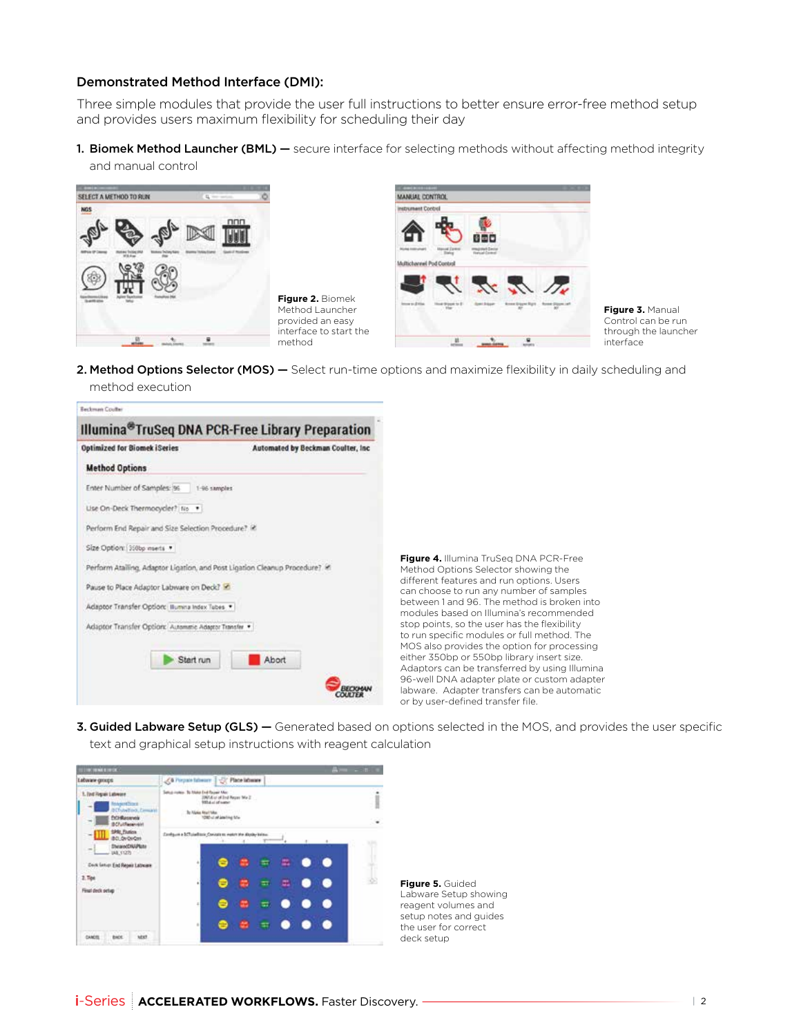### Demonstrated Method Interface (DMI):

Three simple modules that provide the user full instructions to better ensure error-free method setup and provides users maximum flexibility for scheduling their day

1. **Biomek Method Launcher (BML) —** secure interface for selecting methods without affecting method integrity and manual control

**Figure 2.** Biomek Method Launcher provided an easy interface to start the method

**Figure 3.** Manual Control can be run through the launcher interface

2. **Method Options Selector (MOS) —** Select run-time options and maximize flexibility in daily scheduling and method execution

**Figure 4.** Illumina TruSeq DNA PCR-Free Method Options Selector showing the different features and run options. Users can choose to run any number of samples between 1 and 96. The method is broken into modules based on Illumina's recommended stop points, so the user has the flexibility to run specific modules or full method. The MOS also provides the option for processing either 350bp or 550bp library insert size. Adaptors can be transferred by using Illumina 96-well DNA adapter plate or custom adapter labware. Adapter transfers can be automatic or by user-defined transfer file.

3. **Guided Labware Setup (GLS) —** Generated based on options selected in the MOS, and provides the user specific text and graphical setup instructions with reagent calculation

**Figure 5.** Guided Labware Setup showing reagent volumes and setup notes and guides the user for correct deck setup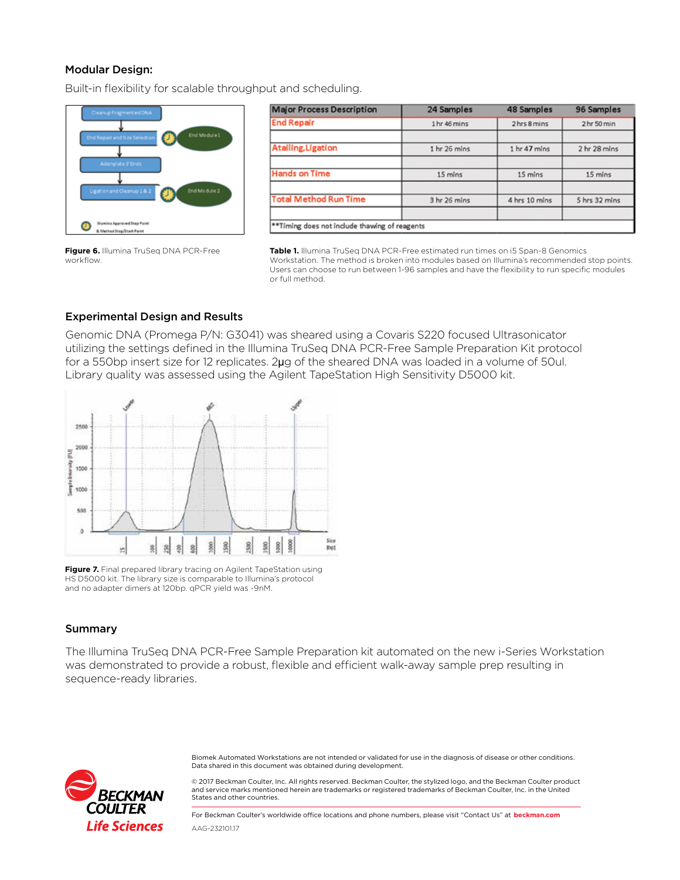## Modular Design:

Built-in flexibility for scalable throughput and scheduling.

Cleanup Fragmented DNA

End Repair and Size Selection

End Module 1

Adenylate 3' Ends

Ligation and Cleanup 1 & 2

End Module 2

Illumina Approved Step Point & Method Step/Start Point

**Figure 6.** Illumina TruSeq DNA PCR-Free workflow.

| Major Process Description | 24 Samples | 48 Samples | 96 Samples |
|---|---|---|---|
| End Repair | 1 hr 46 mins | 2 hrs 8 mins | 2 hr 50 min |
| Atailing,Ligation | 1 hr 26 mins | 1 hr 47 mins | 2 hr 28 mins |
| Hands on Time | 15 mins | 15 mins | 15 mins |
| Total Method Run Time | 3 hr 26 mins | 4 hrs 10 mins | 5 hrs 32 mins |
| **Timing does not include thawing of reagents | | | |

**Table 1.** Illumina TruSeq DNA PCR-Free estimated run times on i5 Span-8 Genomics Workstation. The method is broken into modules based on Illumina's recommended stop points. Users can choose to run between 1-96 samples and have the flexibility to run specific modules or full method.

## Experimental Design and Results

Genomic DNA (Promega P/N: G3041) was sheared using a Covaris S220 focused Ultrasonicator utilizing the settings defined in the Illumina TruSeq DNA PCR-Free Sample Preparation Kit protocol for a 550bp insert size for 12 replicates. 2µg of the sheared DNA was loaded in a volume of 50ul. Library quality was assessed using the Agilent TapeStation High Sensitivity D5000 kit.

Lower
802
Upper
Sample Intensity [FU]
2500
2000
1500
1000
500
0
15
100
250
400
600
1000
1500
2500
3500
5000
10000
Size [bp]

**Figure 7.** Final prepared library tracing on Agilent TapeStation using HS D5000 kit. The library size is comparable to Illumina's protocol and no adapter dimers at 120bp. qPCR yield was ~9nM.

## Summary

The Illumina TruSeq DNA PCR-Free Sample Preparation kit automated on the new i-Series Workstation was demonstrated to provide a robust, flexible and efficient walk-away sample prep resulting in sequence-ready libraries.

BECKMAN COULTER Life Sciences

Biomek Automated Workstations are not intended or validated for use in the diagnosis of disease or other conditions. Data shared in this document was obtained during development.

© 2017 Beckman Coulter, Inc. All rights reserved. Beckman Coulter, the stylized logo, and the Beckman Coulter product and service marks mentioned herein are trademarks or registered trademarks of Beckman Coulter, Inc. in the United States and other countries.

For Beckman Coulter's worldwide office locations and phone numbers, please visit "Contact Us" at **beckman.com**

AAG-2321017